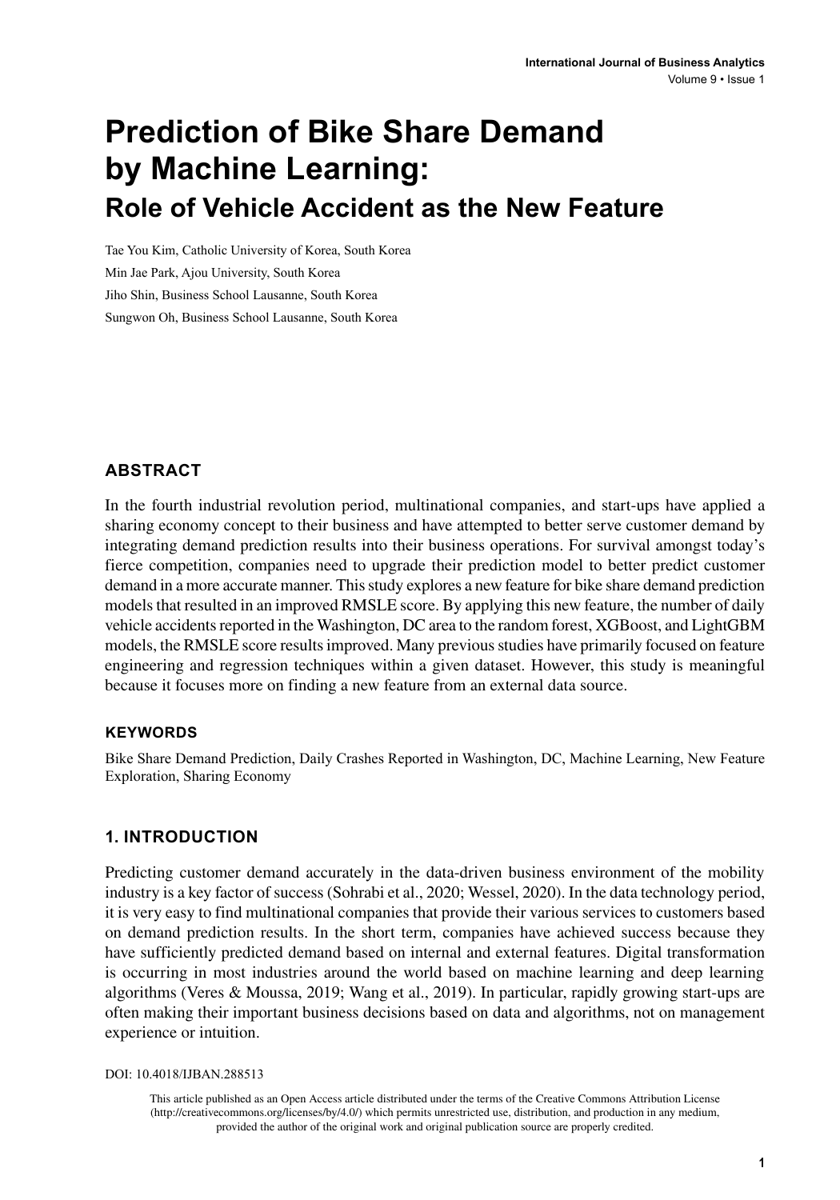# Prediction of Bike Share Demand by Machine Learning:

## Role of Vehicle Accident as the New Feature

Tae You Kim, Catholic University of Korea, South Korea

Min Jae Park, Ajou University, South Korea

Jiho Shin, Business School Lausanne, South Korea

Sungwon Oh, Business School Lausanne, South Korea

## ABSTRACT

In the fourth industrial revolution period, multinational companies, and start-ups have applied a sharing economy concept to their business and have attempted to better serve customer demand by integrating demand prediction results into their business operations. For survival amongst today's fierce competition, companies need to upgrade their prediction model to better predict customer demand in a more accurate manner. This study explores a new feature for bike share demand prediction models that resulted in an improved RMSLE score. By applying this new feature, the number of daily vehicle accidents reported in the Washington, DC area to the random forest, XGBoost, and LightGBM models, the RMSLE score results improved. Many previous studies have primarily focused on feature engineering and regression techniques within a given dataset. However, this study is meaningful because it focuses more on finding a new feature from an external data source.

### KEYWORDS

Bike Share Demand Prediction, Daily Crashes Reported in Washington, DC, Machine Learning, New Feature Exploration, Sharing Economy

## 1. INTRODUCTION

Predicting customer demand accurately in the data-driven business environment of the mobility industry is a key factor of success (Sohrabi et al., 2020; Wessel, 2020). In the data technology period, it is very easy to find multinational companies that provide their various services to customers based on demand prediction results. In the short term, companies have achieved success because they have sufficiently predicted demand based on internal and external features. Digital transformation is occurring in most industries around the world based on machine learning and deep learning algorithms (Veres & Moussa, 2019; Wang et al., 2019). In particular, rapidly growing start-ups are often making their important business decisions based on data and algorithms, not on management experience or intuition.

DOI: 10.4018/IJBAN.288513

This article published as an Open Access article distributed under the terms of the Creative Commons Attribution License (http://creativecommons.org/licenses/by/4.0/) which permits unrestricted use, distribution, and production in any medium, provided the author of the original work and original publication source are properly credited.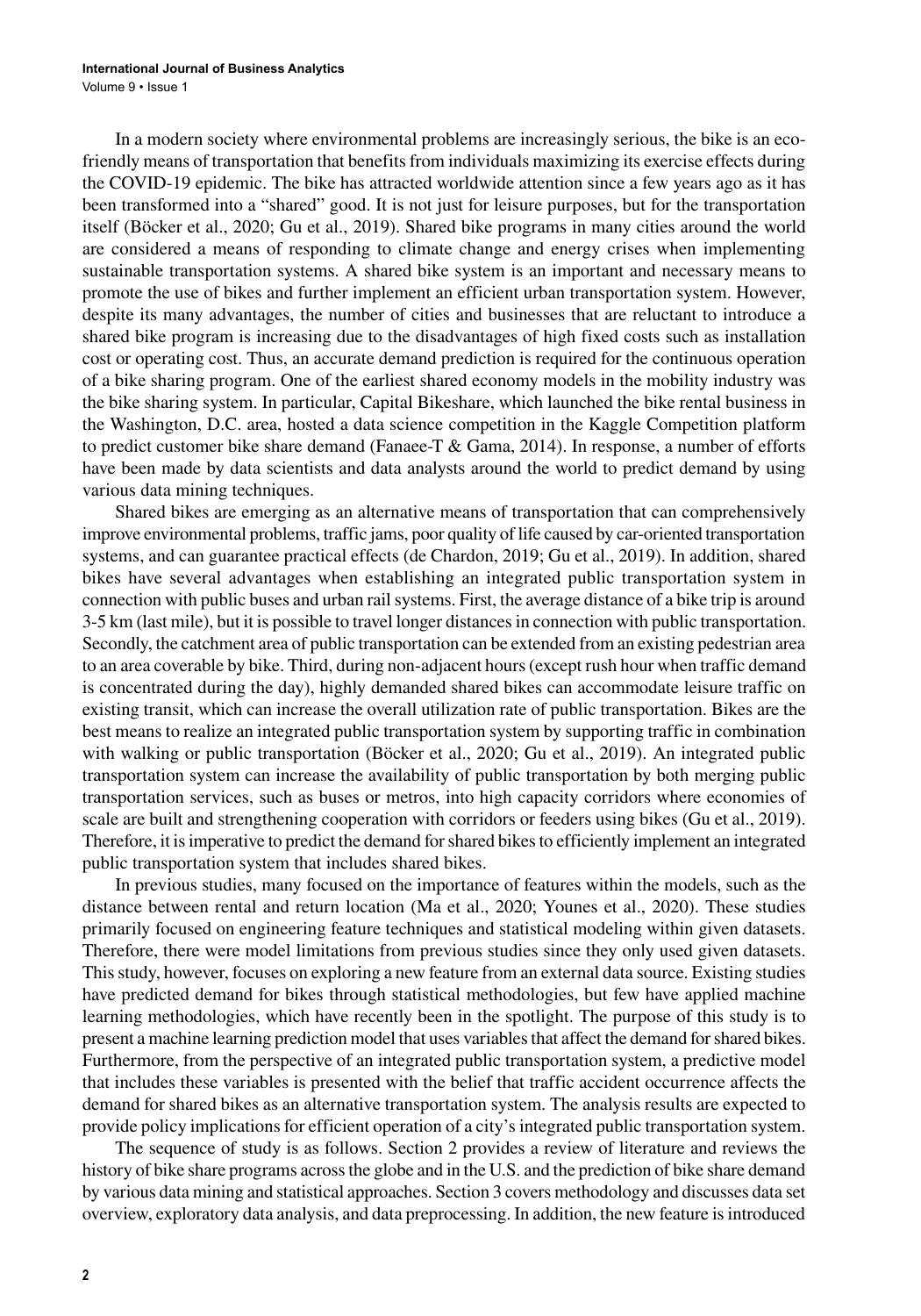In a modern society where environmental problems are increasingly serious, the bike is an eco-friendly means of transportation that benefits from individuals maximizing its exercise effects during the COVID-19 epidemic. The bike has attracted worldwide attention since a few years ago as it has been transformed into a "shared" good. It is not just for leisure purposes, but for the transportation itself (Böcker et al., 2020; Gu et al., 2019). Shared bike programs in many cities around the world are considered a means of responding to climate change and energy crises when implementing sustainable transportation systems. A shared bike system is an important and necessary means to promote the use of bikes and further implement an efficient urban transportation system. However, despite its many advantages, the number of cities and businesses that are reluctant to introduce a shared bike program is increasing due to the disadvantages of high fixed costs such as installation cost or operating cost. Thus, an accurate demand prediction is required for the continuous operation of a bike sharing program. One of the earliest shared economy models in the mobility industry was the bike sharing system. In particular, Capital Bikeshare, which launched the bike rental business in the Washington, D.C. area, hosted a data science competition in the Kaggle Competition platform to predict customer bike share demand (Fanaee-T & Gama, 2014). In response, a number of efforts have been made by data scientists and data analysts around the world to predict demand by using various data mining techniques.

Shared bikes are emerging as an alternative means of transportation that can comprehensively improve environmental problems, traffic jams, poor quality of life caused by car-oriented transportation systems, and can guarantee practical effects (de Chardon, 2019; Gu et al., 2019). In addition, shared bikes have several advantages when establishing an integrated public transportation system in connection with public buses and urban rail systems. First, the average distance of a bike trip is around 3-5 km (last mile), but it is possible to travel longer distances in connection with public transportation. Secondly, the catchment area of public transportation can be extended from an existing pedestrian area to an area coverable by bike. Third, during non-adjacent hours (except rush hour when traffic demand is concentrated during the day), highly demanded shared bikes can accommodate leisure traffic on existing transit, which can increase the overall utilization rate of public transportation. Bikes are the best means to realize an integrated public transportation system by supporting traffic in combination with walking or public transportation (Böcker et al., 2020; Gu et al., 2019). An integrated public transportation system can increase the availability of public transportation by both merging public transportation services, such as buses or metros, into high capacity corridors where economies of scale are built and strengthening cooperation with corridors or feeders using bikes (Gu et al., 2019). Therefore, it is imperative to predict the demand for shared bikes to efficiently implement an integrated public transportation system that includes shared bikes.

In previous studies, many focused on the importance of features within the models, such as the distance between rental and return location (Ma et al., 2020; Younes et al., 2020). These studies primarily focused on engineering feature techniques and statistical modeling within given datasets. Therefore, there were model limitations from previous studies since they only used given datasets. This study, however, focuses on exploring a new feature from an external data source. Existing studies have predicted demand for bikes through statistical methodologies, but few have applied machine learning methodologies, which have recently been in the spotlight. The purpose of this study is to present a machine learning prediction model that uses variables that affect the demand for shared bikes. Furthermore, from the perspective of an integrated public transportation system, a predictive model that includes these variables is presented with the belief that traffic accident occurrence affects the demand for shared bikes as an alternative transportation system. The analysis results are expected to provide policy implications for efficient operation of a city's integrated public transportation system.

The sequence of study is as follows. Section 2 provides a review of literature and reviews the history of bike share programs across the globe and in the U.S. and the prediction of bike share demand by various data mining and statistical approaches. Section 3 covers methodology and discusses data set overview, exploratory data analysis, and data preprocessing. In addition, the new feature is introduced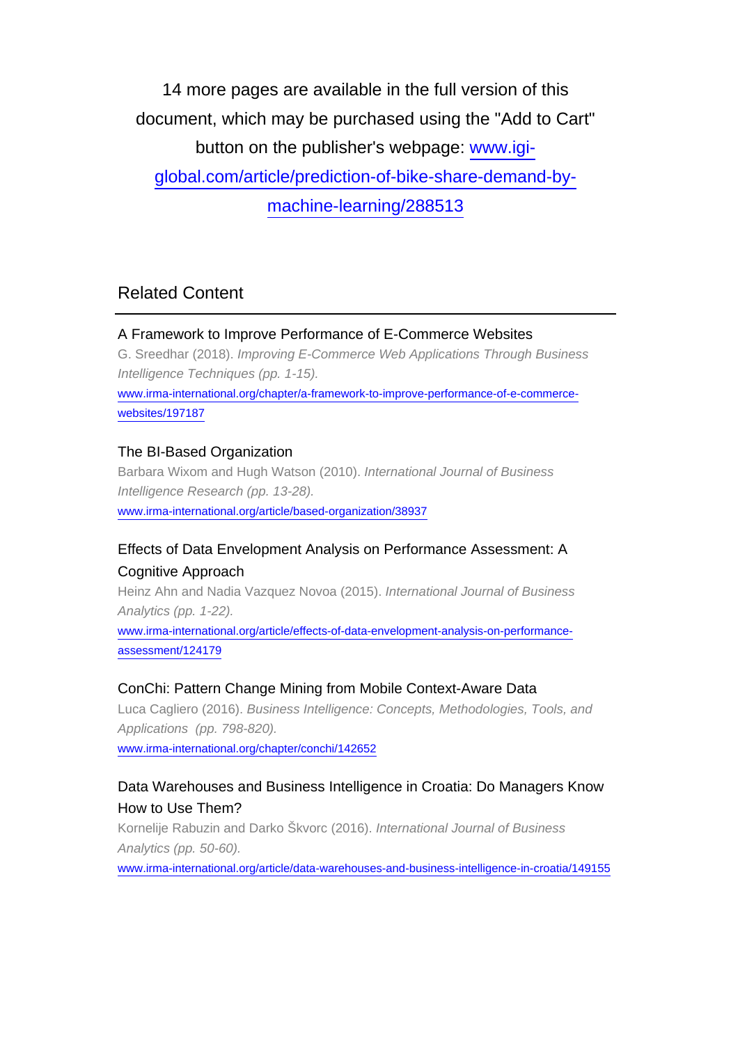14 more pages are available in the full version of this document, which may be purchased using the "Add to Cart" button on the publisher's webpage: www.igi-global.com/article/prediction-of-bike-share-demand-by-machine-learning/288513

## Related Content

A Framework to Improve Performance of E-Commerce Websites
G. Sreedhar (2018). *Improving E-Commerce Web Applications Through Business Intelligence Techniques (pp. 1-15).*
www.irma-international.org/chapter/a-framework-to-improve-performance-of-e-commerce-websites/197187

The BI-Based Organization
Barbara Wixom and Hugh Watson (2010). *International Journal of Business Intelligence Research (pp. 13-28).*
www.irma-international.org/article/based-organization/38937

Effects of Data Envelopment Analysis on Performance Assessment: A Cognitive Approach
Heinz Ahn and Nadia Vazquez Novoa (2015). *International Journal of Business Analytics (pp. 1-22).*
www.irma-international.org/article/effects-of-data-envelopment-analysis-on-performance-assessment/124179

ConChi: Pattern Change Mining from Mobile Context-Aware Data
Luca Cagliero (2016). *Business Intelligence: Concepts, Methodologies, Tools, and Applications (pp. 798-820).*
www.irma-international.org/chapter/conchi/142652

Data Warehouses and Business Intelligence in Croatia: Do Managers Know How to Use Them?
Kornelije Rabuzin and Darko Škvorc (2016). *International Journal of Business Analytics (pp. 50-60).*
www.irma-international.org/article/data-warehouses-and-business-intelligence-in-croatia/149155